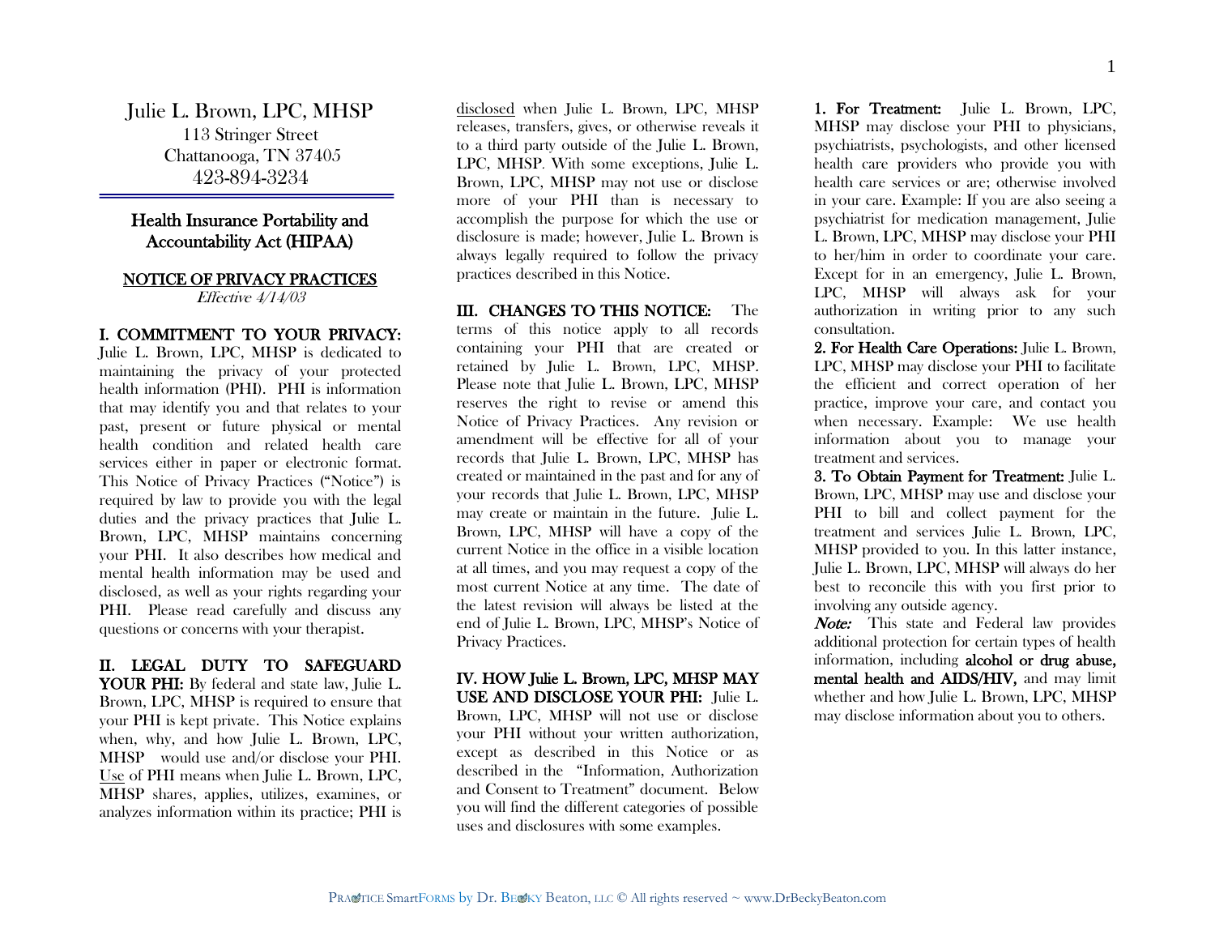# Julie L. Brown, LPC, MHSP

113 Stringer Street
Chattanooga, TN 37405
423-894-3234

## Health Insurance Portability and Accountability Act (HIPAA)

## NOTICE OF PRIVACY PRACTICES

*Effective 4/14/03*

**I. COMMITMENT TO YOUR PRIVACY:** Julie L. Brown, LPC, MHSP is dedicated to maintaining the privacy of your protected health information (PHI). PHI is information that may identify you and that relates to your past, present or future physical or mental health condition and related health care services either in paper or electronic format. This Notice of Privacy Practices ("Notice") is required by law to provide you with the legal duties and the privacy practices that Julie L. Brown, LPC, MHSP maintains concerning your PHI. It also describes how medical and mental health information may be used and disclosed, as well as your rights regarding your PHI. Please read carefully and discuss any questions or concerns with your therapist.

**II. LEGAL DUTY TO SAFEGUARD YOUR PHI:** By federal and state law, Julie L. Brown, LPC, MHSP is required to ensure that your PHI is kept private. This Notice explains when, why, and how Julie L. Brown, LPC, MHSP would use and/or disclose your PHI. Use of PHI means when Julie L. Brown, LPC, MHSP shares, applies, utilizes, examines, or analyzes information within its practice; PHI is disclosed when Julie L. Brown, LPC, MHSP releases, transfers, gives, or otherwise reveals it to a third party outside of the Julie L. Brown, LPC, MHSP. With some exceptions, Julie L. Brown, LPC, MHSP may not use or disclose more of your PHI than is necessary to accomplish the purpose for which the use or disclosure is made; however, Julie L. Brown is always legally required to follow the privacy practices described in this Notice.

**III. CHANGES TO THIS NOTICE:** The terms of this notice apply to all records containing your PHI that are created or retained by Julie L. Brown, LPC, MHSP. Please note that Julie L. Brown, LPC, MHSP reserves the right to revise or amend this Notice of Privacy Practices. Any revision or amendment will be effective for all of your records that Julie L. Brown, LPC, MHSP has created or maintained in the past and for any of your records that Julie L. Brown, LPC, MHSP may create or maintain in the future. Julie L. Brown, LPC, MHSP will have a copy of the current Notice in the office in a visible location at all times, and you may request a copy of the most current Notice at any time. The date of the latest revision will always be listed at the end of Julie L. Brown, LPC, MHSP's Notice of Privacy Practices.

**IV. HOW Julie L. Brown, LPC, MHSP MAY USE AND DISCLOSE YOUR PHI:** Julie L. Brown, LPC, MHSP will not use or disclose your PHI without your written authorization, except as described in this Notice or as described in the "Information, Authorization and Consent to Treatment" document. Below you will find the different categories of possible uses and disclosures with some examples.

**1. For Treatment:** Julie L. Brown, LPC, MHSP may disclose your PHI to physicians, psychiatrists, psychologists, and other licensed health care providers who provide you with health care services or are; otherwise involved in your care. Example: If you are also seeing a psychiatrist for medication management, Julie L. Brown, LPC, MHSP may disclose your PHI to her/him in order to coordinate your care. Except for in an emergency, Julie L. Brown, LPC, MHSP will always ask for your authorization in writing prior to any such consultation.

**2. For Health Care Operations:** Julie L. Brown, LPC, MHSP may disclose your PHI to facilitate the efficient and correct operation of her practice, improve your care, and contact you when necessary. Example: We use health information about you to manage your treatment and services.

**3. To Obtain Payment for Treatment:** Julie L. Brown, LPC, MHSP may use and disclose your PHI to bill and collect payment for the treatment and services Julie L. Brown, LPC, MHSP provided to you. In this latter instance, Julie L. Brown, LPC, MHSP will always do her best to reconcile this with you first prior to involving any outside agency.

***Note:*** This state and Federal law provides additional protection for certain types of health information, including **alcohol or drug abuse, mental health and AIDS/HIV,** and may limit whether and how Julie L. Brown, LPC, MHSP may disclose information about you to others.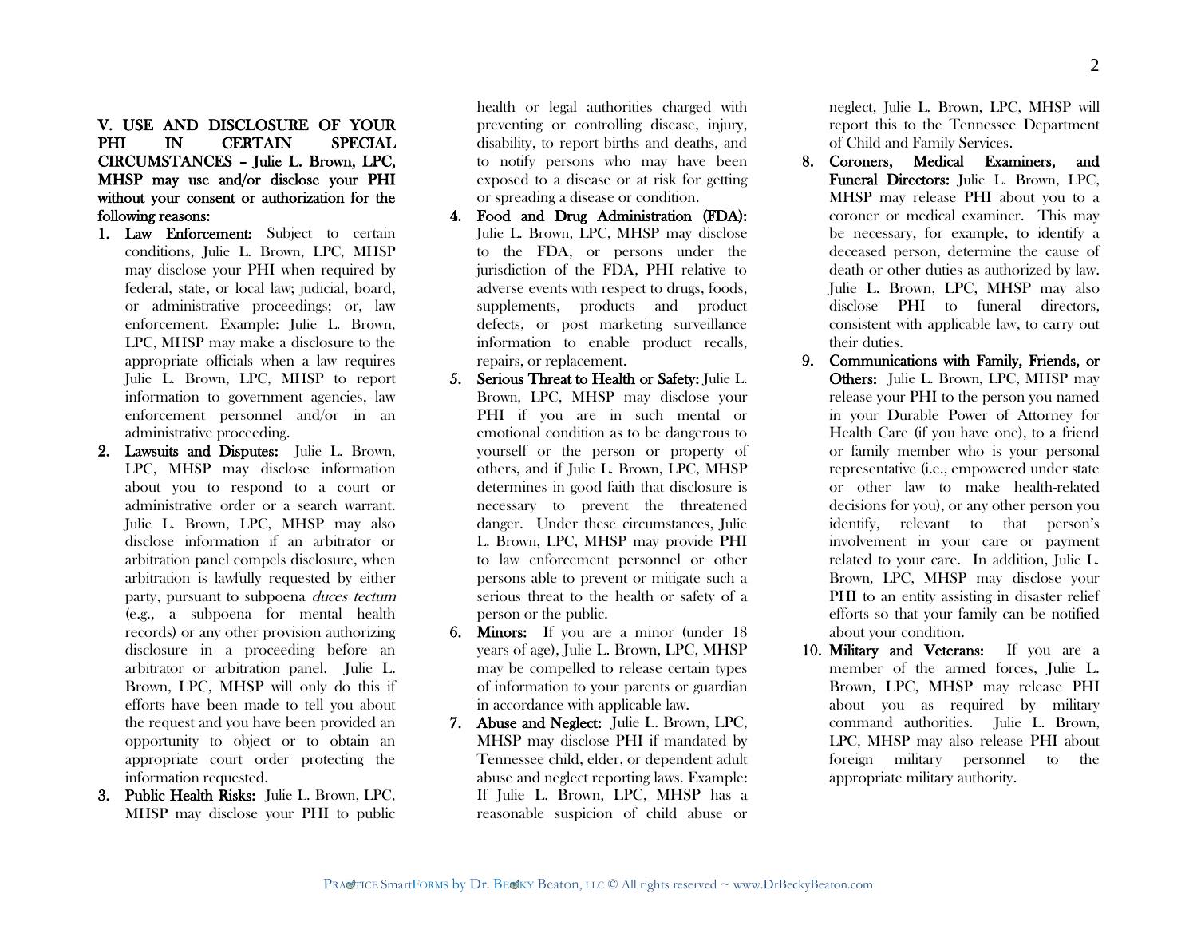**V. USE AND DISCLOSURE OF YOUR PHI IN CERTAIN SPECIAL CIRCUMSTANCES – Julie L. Brown, LPC, MHSP may use and/or disclose your PHI without your consent or authorization for the following reasons:**

1. **Law Enforcement:** Subject to certain conditions, Julie L. Brown, LPC, MHSP may disclose your PHI when required by federal, state, or local law; judicial, board, or administrative proceedings; or, law enforcement. Example: Julie L. Brown, LPC, MHSP may make a disclosure to the appropriate officials when a law requires Julie L. Brown, LPC, MHSP to report information to government agencies, law enforcement personnel and/or in an administrative proceeding.
2. **Lawsuits and Disputes:** Julie L. Brown, LPC, MHSP may disclose information about you to respond to a court or administrative order or a search warrant. Julie L. Brown, LPC, MHSP may also disclose information if an arbitrator or arbitration panel compels disclosure, when arbitration is lawfully requested by either party, pursuant to subpoena *duces tectum* (e.g., a subpoena for mental health records) or any other provision authorizing disclosure in a proceeding before an arbitrator or arbitration panel. Julie L. Brown, LPC, MHSP will only do this if efforts have been made to tell you about the request and you have been provided an opportunity to object or to obtain an appropriate court order protecting the information requested.
3. **Public Health Risks:** Julie L. Brown, LPC, MHSP may disclose your PHI to public health or legal authorities charged with preventing or controlling disease, injury, disability, to report births and deaths, and to notify persons who may have been exposed to a disease or at risk for getting or spreading a disease or condition.
4. **Food and Drug Administration (FDA):** Julie L. Brown, LPC, MHSP may disclose to the FDA, or persons under the jurisdiction of the FDA, PHI relative to adverse events with respect to drugs, foods, supplements, products and product defects, or post marketing surveillance information to enable product recalls, repairs, or replacement.
5. **Serious Threat to Health or Safety:** Julie L. Brown, LPC, MHSP may disclose your PHI if you are in such mental or emotional condition as to be dangerous to yourself or the person or property of others, and if Julie L. Brown, LPC, MHSP determines in good faith that disclosure is necessary to prevent the threatened danger. Under these circumstances, Julie L. Brown, LPC, MHSP may provide PHI to law enforcement personnel or other persons able to prevent or mitigate such a serious threat to the health or safety of a person or the public.
6. **Minors:** If you are a minor (under 18 years of age), Julie L. Brown, LPC, MHSP may be compelled to release certain types of information to your parents or guardian in accordance with applicable law.
7. **Abuse and Neglect:** Julie L. Brown, LPC, MHSP may disclose PHI if mandated by Tennessee child, elder, or dependent adult abuse and neglect reporting laws. Example: If Julie L. Brown, LPC, MHSP has a reasonable suspicion of child abuse or neglect, Julie L. Brown, LPC, MHSP will report this to the Tennessee Department of Child and Family Services.
8. **Coroners, Medical Examiners, and Funeral Directors:** Julie L. Brown, LPC, MHSP may release PHI about you to a coroner or medical examiner. This may be necessary, for example, to identify a deceased person, determine the cause of death or other duties as authorized by law. Julie L. Brown, LPC, MHSP may also disclose PHI to funeral directors, consistent with applicable law, to carry out their duties.
9. **Communications with Family, Friends, or Others:** Julie L. Brown, LPC, MHSP may release your PHI to the person you named in your Durable Power of Attorney for Health Care (if you have one), to a friend or family member who is your personal representative (i.e., empowered under state or other law to make health-related decisions for you), or any other person you identify, relevant to that person's involvement in your care or payment related to your care. In addition, Julie L. Brown, LPC, MHSP may disclose your PHI to an entity assisting in disaster relief efforts so that your family can be notified about your condition.
10. **Military and Veterans:** If you are a member of the armed forces, Julie L. Brown, LPC, MHSP may release PHI about you as required by military command authorities. Julie L. Brown, LPC, MHSP may also release PHI about foreign military personnel to the appropriate military authority.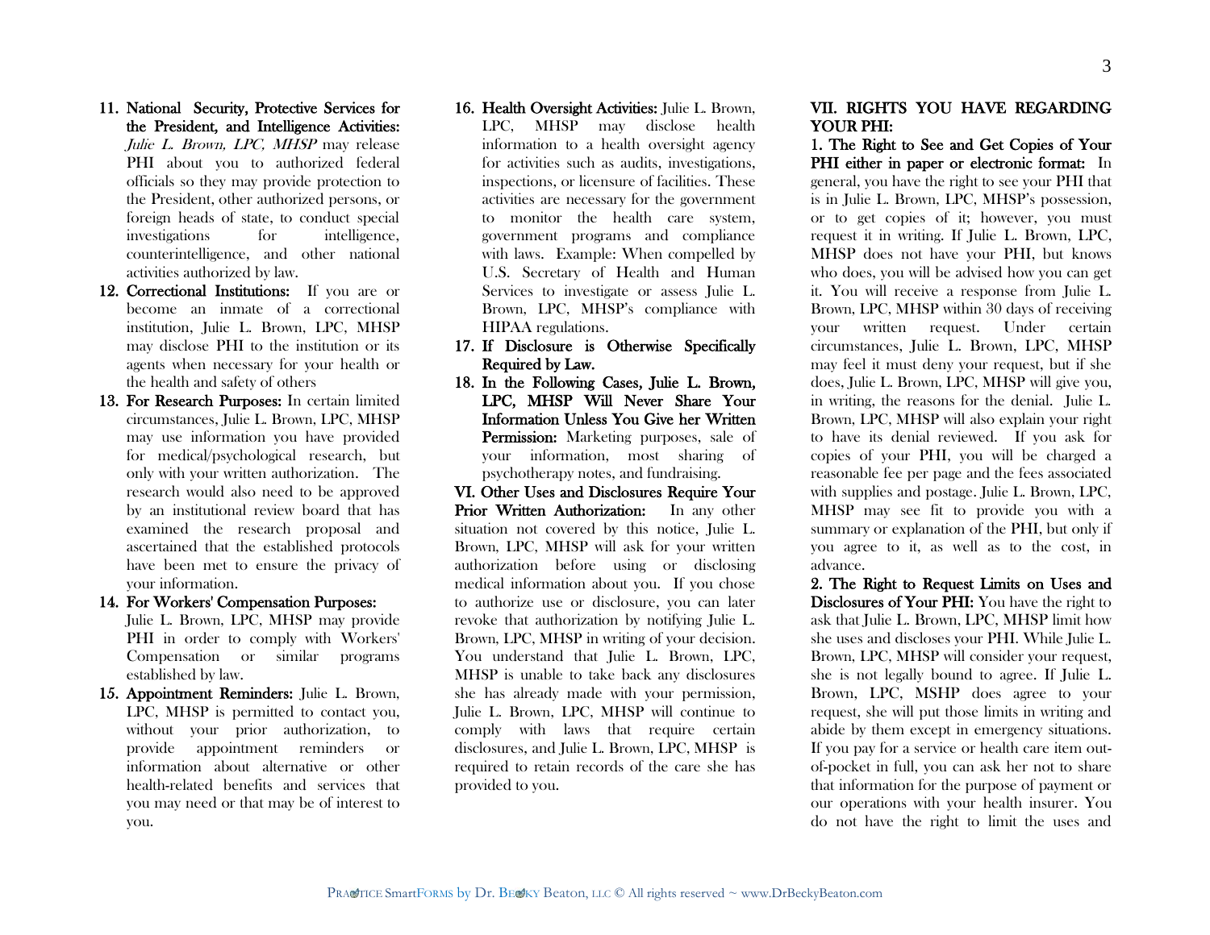11. **National Security, Protective Services for the President, and Intelligence Activities:** *Julie L. Brown, LPC, MHSP* may release PHI about you to authorized federal officials so they may provide protection to the President, other authorized persons, or foreign heads of state, to conduct special investigations for intelligence, counterintelligence, and other national activities authorized by law.
12. **Correctional Institutions:** If you are or become an inmate of a correctional institution, Julie L. Brown, LPC, MHSP may disclose PHI to the institution or its agents when necessary for your health or the health and safety of others
13. **For Research Purposes:** In certain limited circumstances, Julie L. Brown, LPC, MHSP may use information you have provided for medical/psychological research, but only with your written authorization. The research would also need to be approved by an institutional review board that has examined the research proposal and ascertained that the established protocols have been met to ensure the privacy of your information.
14. **For Workers' Compensation Purposes:** Julie L. Brown, LPC, MHSP may provide PHI in order to comply with Workers' Compensation or similar programs established by law.
15. **Appointment Reminders:** Julie L. Brown, LPC, MHSP is permitted to contact you, without your prior authorization, to provide appointment reminders or information about alternative or other health-related benefits and services that you may need or that may be of interest to you.
16. **Health Oversight Activities:** Julie L. Brown, LPC, MHSP may disclose health information to a health oversight agency for activities such as audits, investigations, inspections, or licensure of facilities. These activities are necessary for the government to monitor the health care system, government programs and compliance with laws. Example: When compelled by U.S. Secretary of Health and Human Services to investigate or assess Julie L. Brown, LPC, MHSP's compliance with HIPAA regulations.
17. **If Disclosure is Otherwise Specifically Required by Law.**
18. **In the Following Cases, Julie L. Brown, LPC, MHSP Will Never Share Your Information Unless You Give her Written Permission:** Marketing purposes, sale of your information, most sharing of psychotherapy notes, and fundraising.

**VI. Other Uses and Disclosures Require Your Prior Written Authorization:** In any other situation not covered by this notice, Julie L. Brown, LPC, MHSP will ask for your written authorization before using or disclosing medical information about you. If you chose to authorize use or disclosure, you can later revoke that authorization by notifying Julie L. Brown, LPC, MHSP in writing of your decision. You understand that Julie L. Brown, LPC, MHSP is unable to take back any disclosures she has already made with your permission, Julie L. Brown, LPC, MHSP will continue to comply with laws that require certain disclosures, and Julie L. Brown, LPC, MHSP is required to retain records of the care she has provided to you.

**VII. RIGHTS YOU HAVE REGARDING YOUR PHI:**

**1. The Right to See and Get Copies of Your PHI either in paper or electronic format:** In general, you have the right to see your PHI that is in Julie L. Brown, LPC, MHSP's possession, or to get copies of it; however, you must request it in writing. If Julie L. Brown, LPC, MHSP does not have your PHI, but knows who does, you will be advised how you can get it. You will receive a response from Julie L. Brown, LPC, MHSP within 30 days of receiving your written request. Under certain circumstances, Julie L. Brown, LPC, MHSP may feel it must deny your request, but if she does, Julie L. Brown, LPC, MHSP will give you, in writing, the reasons for the denial. Julie L. Brown, LPC, MHSP will also explain your right to have its denial reviewed. If you ask for copies of your PHI, you will be charged a reasonable fee per page and the fees associated with supplies and postage. Julie L. Brown, LPC, MHSP may see fit to provide you with a summary or explanation of the PHI, but only if you agree to it, as well as to the cost, in advance.

**2. The Right to Request Limits on Uses and Disclosures of Your PHI:** You have the right to ask that Julie L. Brown, LPC, MHSP limit how she uses and discloses your PHI. While Julie L. Brown, LPC, MHSP will consider your request, she is not legally bound to agree. If Julie L. Brown, LPC, MSHP does agree to your request, she will put those limits in writing and abide by them except in emergency situations. If you pay for a service or health care item out-of-pocket in full, you can ask her not to share that information for the purpose of payment or our operations with your health insurer. You do not have the right to limit the uses and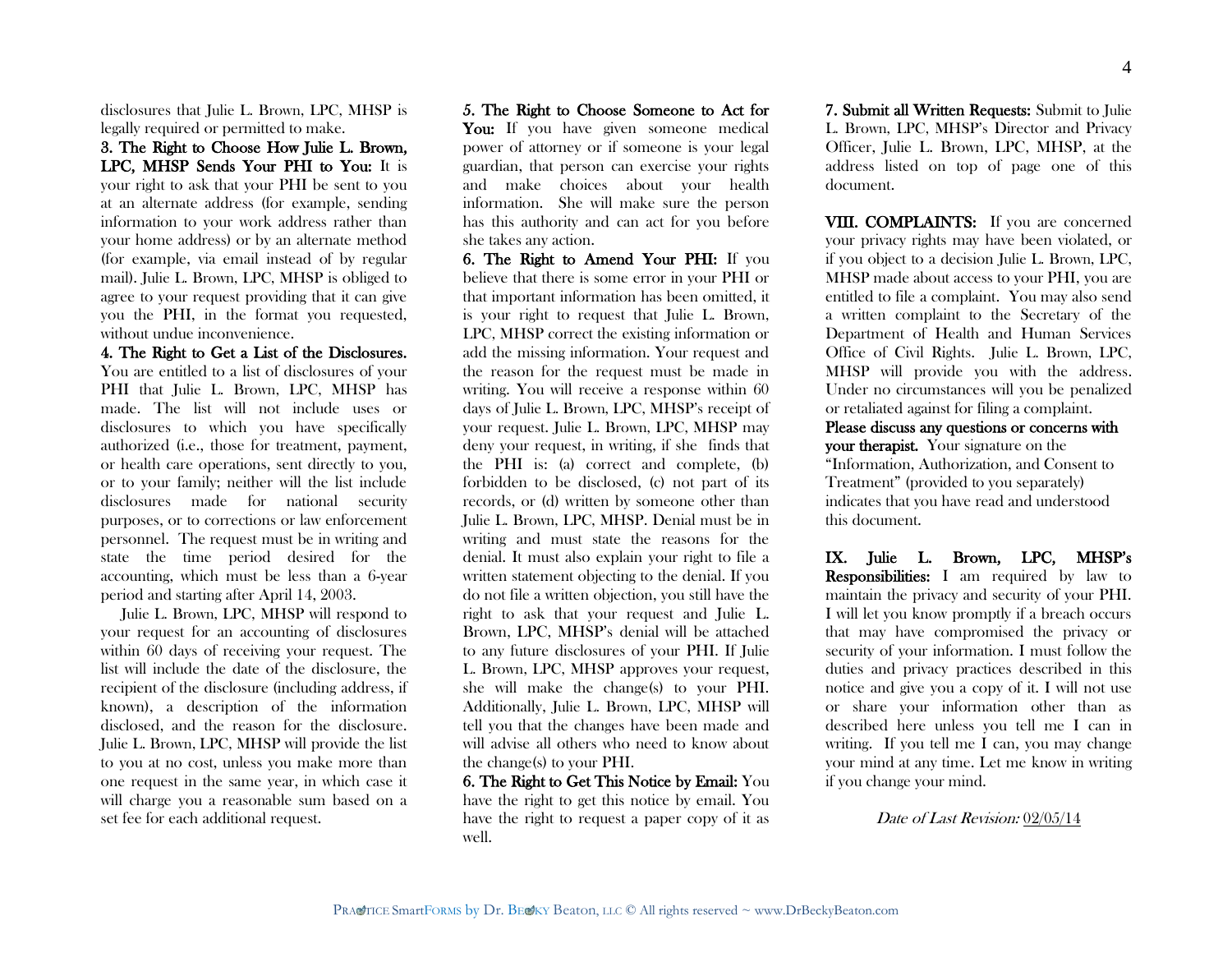disclosures that Julie L. Brown, LPC, MHSP is legally required or permitted to make.

**3. The Right to Choose How Julie L. Brown, LPC, MHSP Sends Your PHI to You:** It is your right to ask that your PHI be sent to you at an alternate address (for example, sending information to your work address rather than your home address) or by an alternate method (for example, via email instead of by regular mail). Julie L. Brown, LPC, MHSP is obliged to agree to your request providing that it can give you the PHI, in the format you requested, without undue inconvenience.

**4. The Right to Get a List of the Disclosures.** You are entitled to a list of disclosures of your PHI that Julie L. Brown, LPC, MHSP has made. The list will not include uses or disclosures to which you have specifically authorized (i.e., those for treatment, payment, or health care operations, sent directly to you, or to your family; neither will the list include disclosures made for national security purposes, or to corrections or law enforcement personnel. The request must be in writing and state the time period desired for the accounting, which must be less than a 6-year period and starting after April 14, 2003.

Julie L. Brown, LPC, MHSP will respond to your request for an accounting of disclosures within 60 days of receiving your request. The list will include the date of the disclosure, the recipient of the disclosure (including address, if known), a description of the information disclosed, and the reason for the disclosure. Julie L. Brown, LPC, MHSP will provide the list to you at no cost, unless you make more than one request in the same year, in which case it will charge you a reasonable sum based on a set fee for each additional request.

**5. The Right to Choose Someone to Act for You:** If you have given someone medical power of attorney or if someone is your legal guardian, that person can exercise your rights and make choices about your health information. She will make sure the person has this authority and can act for you before she takes any action.

**6. The Right to Amend Your PHI:** If you believe that there is some error in your PHI or that important information has been omitted, it is your right to request that Julie L. Brown, LPC, MHSP correct the existing information or add the missing information. Your request and the reason for the request must be made in writing. You will receive a response within 60 days of Julie L. Brown, LPC, MHSP's receipt of your request. Julie L. Brown, LPC, MHSP may deny your request, in writing, if she finds that the PHI is: (a) correct and complete, (b) forbidden to be disclosed, (c) not part of its records, or (d) written by someone other than Julie L. Brown, LPC, MHSP. Denial must be in writing and must state the reasons for the denial. It must also explain your right to file a written statement objecting to the denial. If you do not file a written objection, you still have the right to ask that your request and Julie L. Brown, LPC, MHSP's denial will be attached to any future disclosures of your PHI. If Julie L. Brown, LPC, MHSP approves your request, she will make the change(s) to your PHI. Additionally, Julie L. Brown, LPC, MHSP will tell you that the changes have been made and will advise all others who need to know about the change(s) to your PHI.

**6. The Right to Get This Notice by Email:** You have the right to get this notice by email. You have the right to request a paper copy of it as well.

**7. Submit all Written Requests:** Submit to Julie L. Brown, LPC, MHSP's Director and Privacy Officer, Julie L. Brown, LPC, MHSP, at the address listed on top of page one of this document.

**VIII. COMPLAINTS:** If you are concerned your privacy rights may have been violated, or if you object to a decision Julie L. Brown, LPC, MHSP made about access to your PHI, you are entitled to file a complaint. You may also send a written complaint to the Secretary of the Department of Health and Human Services Office of Civil Rights. Julie L. Brown, LPC, MHSP will provide you with the address. Under no circumstances will you be penalized or retaliated against for filing a complaint.

**Please discuss any questions or concerns with your therapist.** Your signature on the "Information, Authorization, and Consent to Treatment" (provided to you separately) indicates that you have read and understood this document.

**IX. Julie L. Brown, LPC, MHSP's Responsibilities:** I am required by law to maintain the privacy and security of your PHI. I will let you know promptly if a breach occurs that may have compromised the privacy or security of your information. I must follow the duties and privacy practices described in this notice and give you a copy of it. I will not use or share your information other than as described here unless you tell me I can in writing. If you tell me I can, you may change your mind at any time. Let me know in writing if you change your mind.

*Date of Last Revision:* 02/05/14